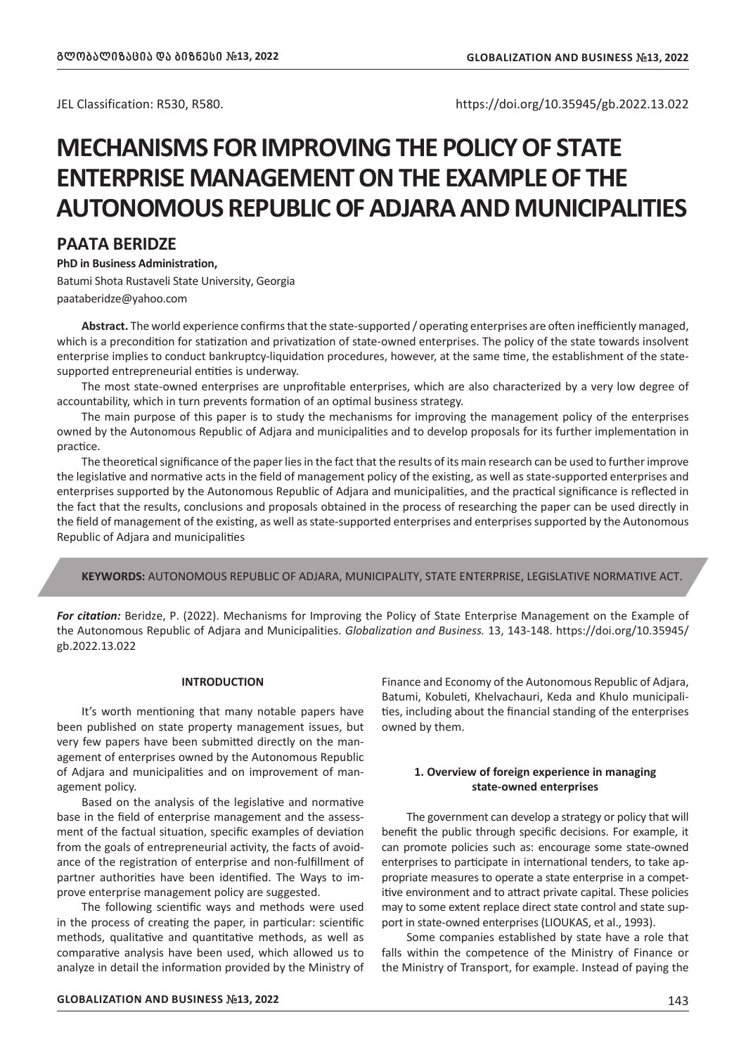JEL Classification: R530, R580.

https://doi.org/10.35945/gb.2022.13.022

# MECHANISMS FOR IMPROVING THE POLICY OF STATE ENTERPRISE MANAGEMENT ON THE EXAMPLE OF THE AUTONOMOUS REPUBLIC OF ADJARA AND MUNICIPALITIES

## PAATA BERIDZE

**PhD in Business Administration,**

Batumi Shota Rustaveli State University, Georgia

paataberidze@yahoo.com

**Abstract.** The world experience confirms that the state-supported / operating enterprises are often inefficiently managed, which is a precondition for statization and privatization of state-owned enterprises. The policy of the state towards insolvent enterprise implies to conduct bankruptcy-liquidation procedures, however, at the same time, the establishment of the state-supported entrepreneurial entities is underway.

The most state-owned enterprises are unprofitable enterprises, which are also characterized by a very low degree of accountability, which in turn prevents formation of an optimal business strategy.

The main purpose of this paper is to study the mechanisms for improving the management policy of the enterprises owned by the Autonomous Republic of Adjara and municipalities and to develop proposals for its further implementation in practice.

The theoretical significance of the paper lies in the fact that the results of its main research can be used to further improve the legislative and normative acts in the field of management policy of the existing, as well as state-supported enterprises and enterprises supported by the Autonomous Republic of Adjara and municipalities, and the practical significance is reflected in the fact that the results, conclusions and proposals obtained in the process of researching the paper can be used directly in the field of management of the existing, as well as state-supported enterprises and enterprises supported by the Autonomous Republic of Adjara and municipalities

**KEYWORDS:** AUTONOMOUS REPUBLIC OF ADJARA, MUNICIPALITY, STATE ENTERPRISE, LEGISLATIVE NORMATIVE ACT.

***For citation:*** Beridze, P. (2022). Mechanisms for Improving the Policy of State Enterprise Management on the Example of the Autonomous Republic of Adjara and Municipalities. *Globalization and Business.* 13, 143-148. https://doi.org/10.35945/gb.2022.13.022

#### INTRODUCTION

It's worth mentioning that many notable papers have been published on state property management issues, but very few papers have been submitted directly on the management of enterprises owned by the Autonomous Republic of Adjara and municipalities and on improvement of management policy.

Based on the analysis of the legislative and normative base in the field of enterprise management and the assessment of the factual situation, specific examples of deviation from the goals of entrepreneurial activity, the facts of avoidance of the registration of enterprise and non-fulfillment of partner authorities have been identified. The Ways to improve enterprise management policy are suggested.

The following scientific ways and methods were used in the process of creating the paper, in particular: scientific methods, qualitative and quantitative methods, as well as comparative analysis have been used, which allowed us to analyze in detail the information provided by the Ministry of Finance and Economy of the Autonomous Republic of Adjara, Batumi, Kobuleti, Khelvachauri, Keda and Khulo municipalities, including about the financial standing of the enterprises owned by them.

#### 1. Overview of foreign experience in managing state-owned enterprises

The government can develop a strategy or policy that will benefit the public through specific decisions. For example, it can promote policies such as: encourage some state-owned enterprises to participate in international tenders, to take appropriate measures to operate a state enterprise in a competitive environment and to attract private capital. These policies may to some extent replace direct state control and state support in state-owned enterprises (LIOUKAS, et al., 1993).

Some companies established by state have a role that falls within the competence of the Ministry of Finance or the Ministry of Transport, for example. Instead of paying the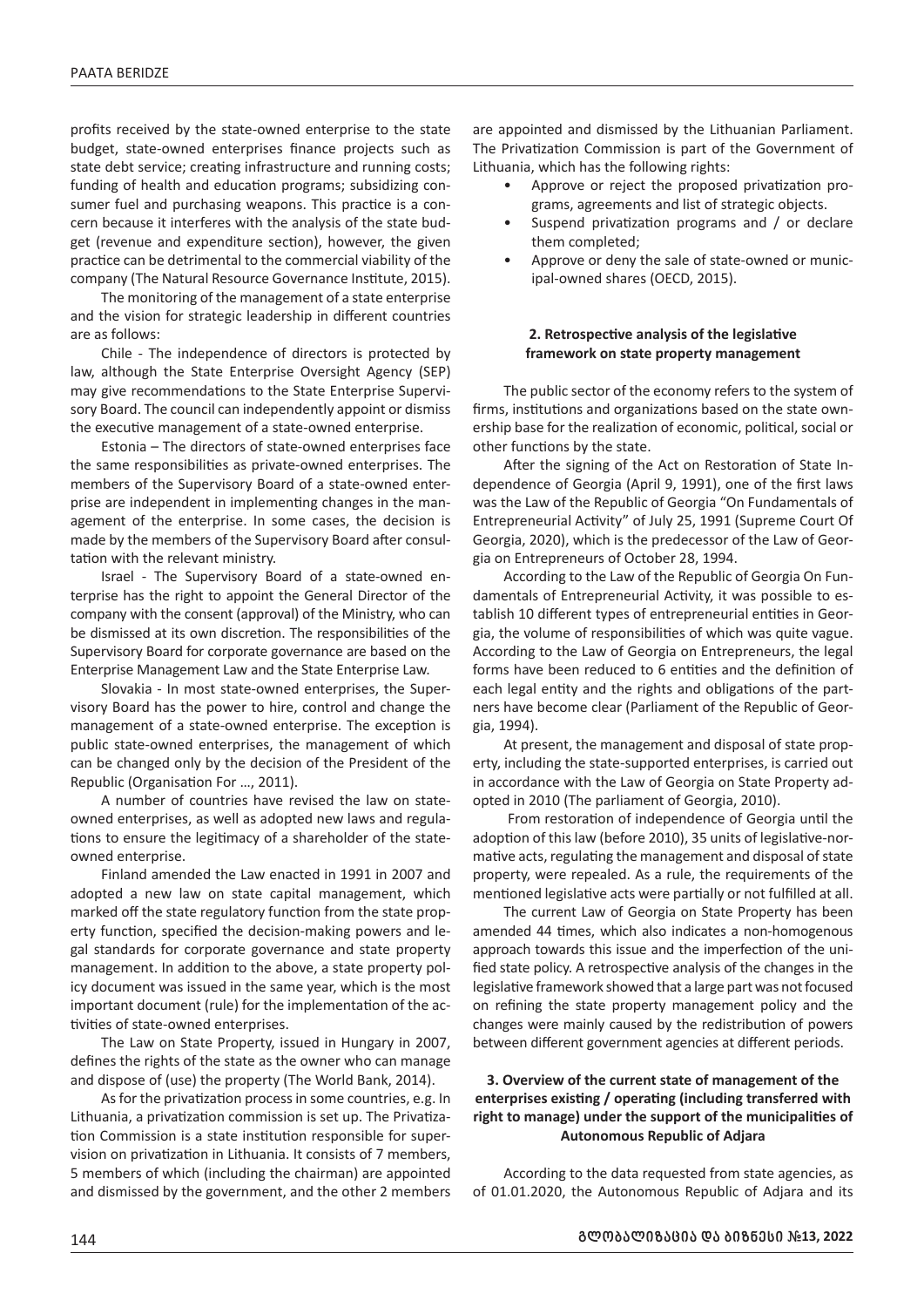profits received by the state-owned enterprise to the state budget, state-owned enterprises finance projects such as state debt service; creating infrastructure and running costs; funding of health and education programs; subsidizing consumer fuel and purchasing weapons. This practice is a concern because it interferes with the analysis of the state budget (revenue and expenditure section), however, the given practice can be detrimental to the commercial viability of the company (The Natural Resource Governance Institute, 2015).

The monitoring of the management of a state enterprise and the vision for strategic leadership in different countries are as follows:

Chile - The independence of directors is protected by law, although the State Enterprise Oversight Agency (SEP) may give recommendations to the State Enterprise Supervisory Board. The council can independently appoint or dismiss the executive management of a state-owned enterprise.

Estonia – The directors of state-owned enterprises face the same responsibilities as private-owned enterprises. The members of the Supervisory Board of a state-owned enterprise are independent in implementing changes in the management of the enterprise. In some cases, the decision is made by the members of the Supervisory Board after consultation with the relevant ministry.

Israel - The Supervisory Board of a state-owned enterprise has the right to appoint the General Director of the company with the consent (approval) of the Ministry, who can be dismissed at its own discretion. The responsibilities of the Supervisory Board for corporate governance are based on the Enterprise Management Law and the State Enterprise Law.

Slovakia - In most state-owned enterprises, the Supervisory Board has the power to hire, control and change the management of a state-owned enterprise. The exception is public state-owned enterprises, the management of which can be changed only by the decision of the President of the Republic (Organisation For ..., 2011).

A number of countries have revised the law on state-owned enterprises, as well as adopted new laws and regulations to ensure the legitimacy of a shareholder of the state-owned enterprise.

Finland amended the Law enacted in 1991 in 2007 and adopted a new law on state capital management, which marked off the state regulatory function from the state property function, specified the decision-making powers and legal standards for corporate governance and state property management. In addition to the above, a state property policy document was issued in the same year, which is the most important document (rule) for the implementation of the activities of state-owned enterprises.

The Law on State Property, issued in Hungary in 2007, defines the rights of the state as the owner who can manage and dispose of (use) the property (The World Bank, 2014).

As for the privatization process in some countries, e.g. In Lithuania, a privatization commission is set up. The Privatization Commission is a state institution responsible for supervision on privatization in Lithuania. It consists of 7 members, 5 members of which (including the chairman) are appointed and dismissed by the government, and the other 2 members are appointed and dismissed by the Lithuanian Parliament. The Privatization Commission is part of the Government of Lithuania, which has the following rights:

- Approve or reject the proposed privatization programs, agreements and list of strategic objects.
- Suspend privatization programs and / or declare them completed;
- Approve or deny the sale of state-owned or municipal-owned shares (OECD, 2015).

## 2. Retrospective analysis of the legislative framework on state property management

The public sector of the economy refers to the system of firms, institutions and organizations based on the state ownership base for the realization of economic, political, social or other functions by the state.

After the signing of the Act on Restoration of State Independence of Georgia (April 9, 1991), one of the first laws was the Law of the Republic of Georgia "On Fundamentals of Entrepreneurial Activity" of July 25, 1991 (Supreme Court Of Georgia, 2020), which is the predecessor of the Law of Georgia on Entrepreneurs of October 28, 1994.

According to the Law of the Republic of Georgia On Fundamentals of Entrepreneurial Activity, it was possible to establish 10 different types of entrepreneurial entities in Georgia, the volume of responsibilities of which was quite vague. According to the Law of Georgia on Entrepreneurs, the legal forms have been reduced to 6 entities and the definition of each legal entity and the rights and obligations of the partners have become clear (Parliament of the Republic of Georgia, 1994).

At present, the management and disposal of state property, including the state-supported enterprises, is carried out in accordance with the Law of Georgia on State Property adopted in 2010 (The parliament of Georgia, 2010).

From restoration of independence of Georgia until the adoption of this law (before 2010), 35 units of legislative-normative acts, regulating the management and disposal of state property, were repealed. As a rule, the requirements of the mentioned legislative acts were partially or not fulfilled at all.

The current Law of Georgia on State Property has been amended 44 times, which also indicates a non-homogenous approach towards this issue and the imperfection of the unified state policy. A retrospective analysis of the changes in the legislative framework showed that a large part was not focused on refining the state property management policy and the changes were mainly caused by the redistribution of powers between different government agencies at different periods.

## 3. Overview of the current state of management of the enterprises existing / operating (including transferred with right to manage) under the support of the municipalities of Autonomous Republic of Adjara

According to the data requested from state agencies, as of 01.01.2020, the Autonomous Republic of Adjara and its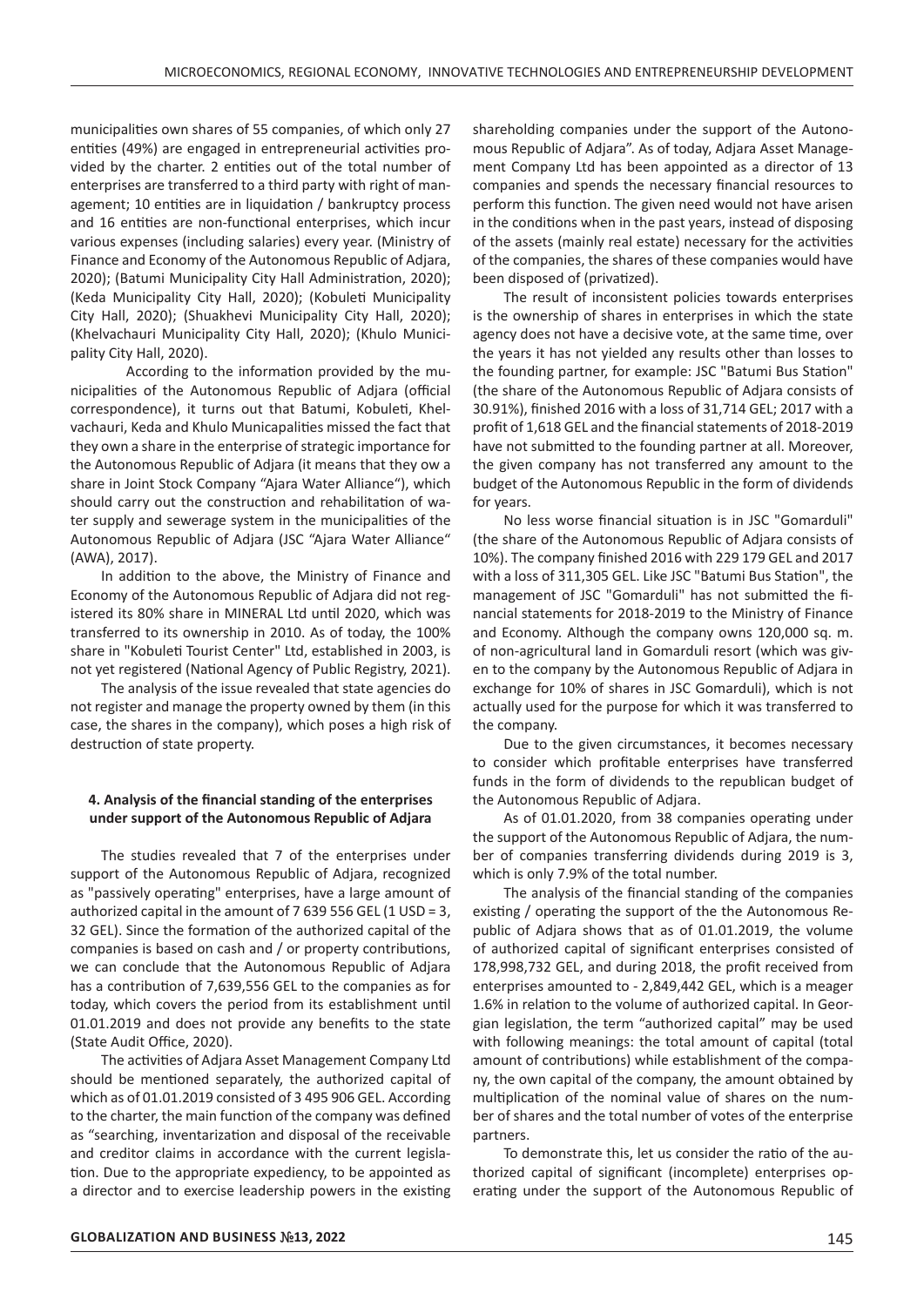municipalities own shares of 55 companies, of which only 27 entities (49%) are engaged in entrepreneurial activities provided by the charter. 2 entities out of the total number of enterprises are transferred to a third party with right of management; 10 entities are in liquidation / bankruptcy process and 16 entities are non-functional enterprises, which incur various expenses (including salaries) every year. (Ministry of Finance and Economy of the Autonomous Republic of Adjara, 2020); (Batumi Municipality City Hall Administration, 2020); (Keda Municipality City Hall, 2020); (Kobuleti Municipality City Hall, 2020); (Shuakhevi Municipality City Hall, 2020); (Khelvachauri Municipality City Hall, 2020); (Khulo Municipality City Hall, 2020).

According to the information provided by the municipalities of the Autonomous Republic of Adjara (official correspondence), it turns out that Batumi, Kobuleti, Khelvachauri, Keda and Khulo Municapalities missed the fact that they own a share in the enterprise of strategic importance for the Autonomous Republic of Adjara (it means that they ow a share in Joint Stock Company "Ajara Water Alliance"), which should carry out the construction and rehabilitation of water supply and sewerage system in the municipalities of the Autonomous Republic of Adjara (JSC "Ajara Water Alliance" (AWA), 2017).

In addition to the above, the Ministry of Finance and Economy of the Autonomous Republic of Adjara did not registered its 80% share in MINERAL Ltd until 2020, which was transferred to its ownership in 2010. As of today, the 100% share in "Kobuleti Tourist Center" Ltd, established in 2003, is not yet registered (National Agency of Public Registry, 2021).

The analysis of the issue revealed that state agencies do not register and manage the property owned by them (in this case, the shares in the company), which poses a high risk of destruction of state property.

#### 4. Analysis of the financial standing of the enterprises under support of the Autonomous Republic of Adjara

The studies revealed that 7 of the enterprises under support of the Autonomous Republic of Adjara, recognized as "passively operating" enterprises, have a large amount of authorized capital in the amount of 7 639 556 GEL (1 USD = 3, 32 GEL). Since the formation of the authorized capital of the companies is based on cash and / or property contributions, we can conclude that the Autonomous Republic of Adjara has a contribution of 7,639,556 GEL to the companies as for today, which covers the period from its establishment until 01.01.2019 and does not provide any benefits to the state (State Audit Office, 2020).

The activities of Adjara Asset Management Company Ltd should be mentioned separately, the authorized capital of which as of 01.01.2019 consisted of 3 495 906 GEL. According to the charter, the main function of the company was defined as "searching, inventarization and disposal of the receivable and creditor claims in accordance with the current legislation. Due to the appropriate expediency, to be appointed as a director and to exercise leadership powers in the existing shareholding companies under the support of the Autonomous Republic of Adjara". As of today, Adjara Asset Management Company Ltd has been appointed as a director of 13 companies and spends the necessary financial resources to perform this function. The given need would not have arisen in the conditions when in the past years, instead of disposing of the assets (mainly real estate) necessary for the activities of the companies, the shares of these companies would have been disposed of (privatized).

The result of inconsistent policies towards enterprises is the ownership of shares in enterprises in which the state agency does not have a decisive vote, at the same time, over the years it has not yielded any results other than losses to the founding partner, for example: JSC "Batumi Bus Station" (the share of the Autonomous Republic of Adjara consists of 30.91%), finished 2016 with a loss of 31,714 GEL; 2017 with a profit of 1,618 GEL and the financial statements of 2018-2019 have not submitted to the founding partner at all. Moreover, the given company has not transferred any amount to the budget of the Autonomous Republic in the form of dividends for years.

No less worse financial situation is in JSC "Gomarduli" (the share of the Autonomous Republic of Adjara consists of 10%). The company finished 2016 with 229 179 GEL and 2017 with a loss of 311,305 GEL. Like JSC "Batumi Bus Station", the management of JSC "Gomarduli" has not submitted the financial statements for 2018-2019 to the Ministry of Finance and Economy. Although the company owns 120,000 sq. m. of non-agricultural land in Gomarduli resort (which was given to the company by the Autonomous Republic of Adjara in exchange for 10% of shares in JSC Gomarduli), which is not actually used for the purpose for which it was transferred to the company.

Due to the given circumstances, it becomes necessary to consider which profitable enterprises have transferred funds in the form of dividends to the republican budget of the Autonomous Republic of Adjara.

As of 01.01.2020, from 38 companies operating under the support of the Autonomous Republic of Adjara, the number of companies transferring dividends during 2019 is 3, which is only 7.9% of the total number.

The analysis of the financial standing of the companies existing / operating the support of the the Autonomous Republic of Adjara shows that as of 01.01.2019, the volume of authorized capital of significant enterprises consisted of 178,998,732 GEL, and during 2018, the profit received from enterprises amounted to - 2,849,442 GEL, which is a meager 1.6% in relation to the volume of authorized capital. In Georgian legislation, the term "authorized capital" may be used with following meanings: the total amount of capital (total amount of contributions) while establishment of the company, the own capital of the company, the amount obtained by multiplication of the nominal value of shares on the number of shares and the total number of votes of the enterprise partners.

To demonstrate this, let us consider the ratio of the authorized capital of significant (incomplete) enterprises operating under the support of the Autonomous Republic of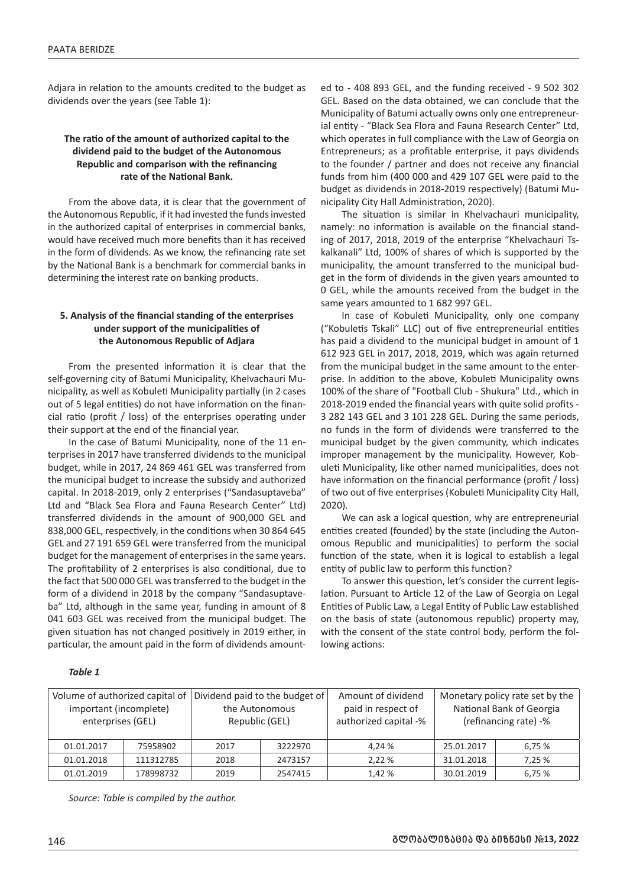Adjara in relation to the amounts credited to the budget as dividends over the years (see Table 1):

**The ratio of the amount of authorized capital to the dividend paid to the budget of the Autonomous Republic and comparison with the refinancing rate of the National Bank.**

From the above data, it is clear that the government of the Autonomous Republic, if it had invested the funds invested in the authorized capital of enterprises in commercial banks, would have received much more benefits than it has received in the form of dividends. As we know, the refinancing rate set by the National Bank is a benchmark for commercial banks in determining the interest rate on banking products.

## 5. Analysis of the financial standing of the enterprises under support of the municipalities of the Autonomous Republic of Adjara

From the presented information it is clear that the self-governing city of Batumi Municipality, Khelvachauri Municipality, as well as Kobuleti Municipality partially (in 2 cases out of 5 legal entities) do not have information on the financial ratio (profit / loss) of the enterprises operating under their support at the end of the financial year.

In the case of Batumi Municipality, none of the 11 enterprises in 2017 have transferred dividends to the municipal budget, while in 2017, 24 869 461 GEL was transferred from the municipal budget to increase the subsidy and authorized capital. In 2018-2019, only 2 enterprises ("Sandasuptaveba" Ltd and "Black Sea Flora and Fauna Research Center" Ltd) transferred dividends in the amount of 900,000 GEL and 838,000 GEL, respectively, in the conditions when 30 864 645 GEL and 27 191 659 GEL were transferred from the municipal budget for the management of enterprises in the same years. The profitability of 2 enterprises is also conditional, due to the fact that 500 000 GEL was transferred to the budget in the form of a dividend in 2018 by the company "Sandasuptaveba" Ltd, although in the same year, funding in amount of 8 041 603 GEL was received from the municipal budget. The given situation has not changed positively in 2019 either, in particular, the amount paid in the form of dividends amounted to - 408 893 GEL, and the funding received - 9 502 302 GEL. Based on the data obtained, we can conclude that the Municipality of Batumi actually owns only one entrepreneurial entity - "Black Sea Flora and Fauna Research Center" Ltd, which operates in full compliance with the Law of Georgia on Entrepreneurs; as a profitable enterprise, it pays dividends to the founder / partner and does not receive any financial funds from him (400 000 and 429 107 GEL were paid to the budget as dividends in 2018-2019 respectively) (Batumi Municipality City Hall Administration, 2020).

The situation is similar in Khelvachauri municipality, namely: no information is available on the financial standing of 2017, 2018, 2019 of the enterprise "Khelvachauri Tskalkanali" Ltd, 100% of shares of which is supported by the municipality, the amount transferred to the municipal budget in the form of dividends in the given years amounted to 0 GEL, while the amounts received from the budget in the same years amounted to 1 682 997 GEL.

In case of Kobuleti Municipality, only one company ("Kobuletis Tskali" LLC) out of five entrepreneurial entities has paid a dividend to the municipal budget in amount of 1 612 923 GEL in 2017, 2018, 2019, which was again returned from the municipal budget in the same amount to the enterprise. In addition to the above, Kobuleti Municipality owns 100% of the share of "Football Club - Shukura" Ltd., which in 2018-2019 ended the financial years with quite solid profits - 3 282 143 GEL and 3 101 228 GEL. During the same periods, no funds in the form of dividends were transferred to the municipal budget by the given community, which indicates improper management by the municipality. However, Kobuleti Municipality, like other named municipalities, does not have information on the financial performance (profit / loss) of two out of five enterprises (Kobuleti Municipality City Hall, 2020).

We can ask a logical question, why are entrepreneurial entities created (founded) by the state (including the Autonomous Republic and municipalities) to perform the social function of the state, when it is logical to establish a legal entity of public law to perform this function?

To answer this question, let's consider the current legislation. Pursuant to Article 12 of the Law of Georgia on Legal Entities of Public Law, a Legal Entity of Public Law established on the basis of state (autonomous republic) property may, with the consent of the state control body, perform the following actions:

***Table 1***

| Volume of authorized capital of important (incomplete) enterprises (GEL) | | Dividend paid to the budget of the Autonomous Republic (GEL) | | Amount of dividend paid in respect of authorized capital -% | Monetary policy rate set by the National Bank of Georgia (refinancing rate) -% | |
|---|---|---|---|---|---|---|
| 01.01.2017 | 75958902 | 2017 | 3222970 | 4,24 % | 25.01.2017 | 6,75 % |
| 01.01.2018 | 111312785 | 2018 | 2473157 | 2,22 % | 31.01.2018 | 7,25 % |
| 01.01.2019 | 178998732 | 2019 | 2547415 | 1,42 % | 30.01.2019 | 6,75 % |

*Source: Table is compiled by the author.*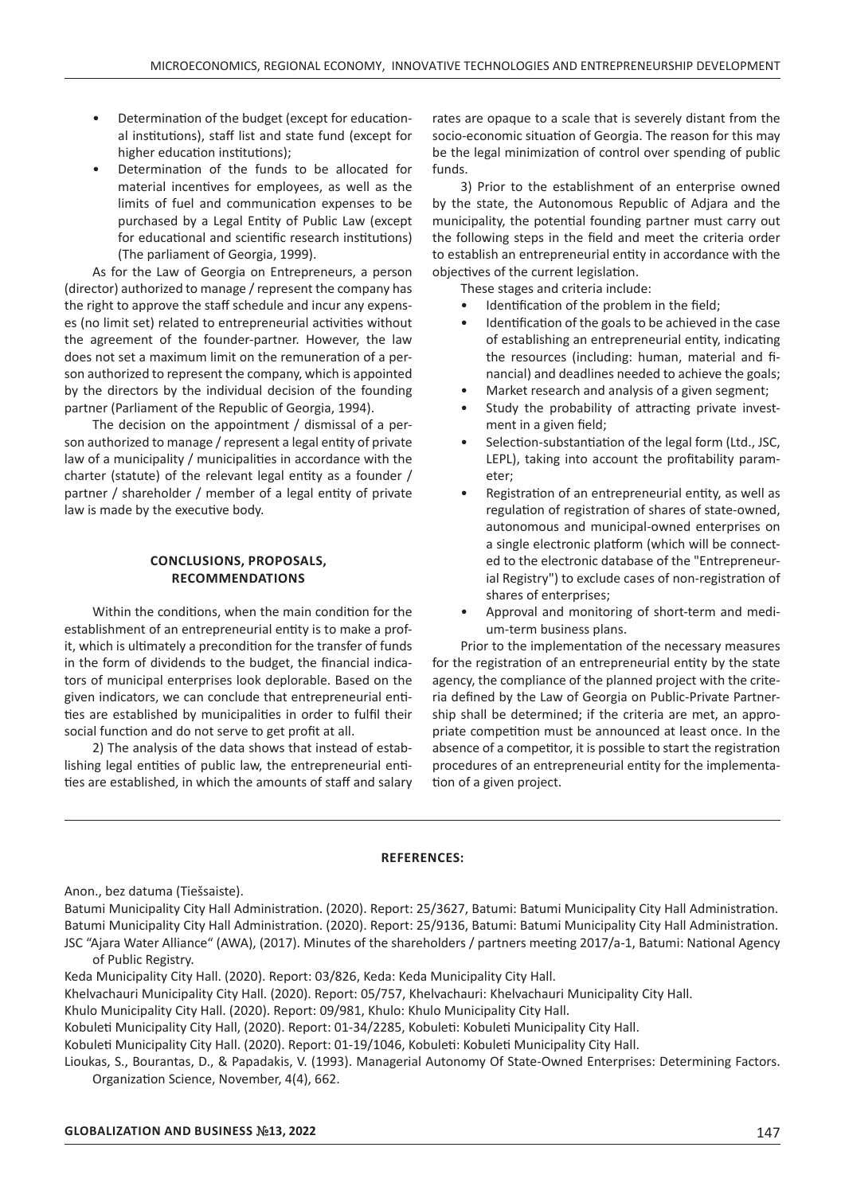- Determination of the budget (except for educational institutions), staff list and state fund (except for higher education institutions);
- Determination of the funds to be allocated for material incentives for employees, as well as the limits of fuel and communication expenses to be purchased by a Legal Entity of Public Law (except for educational and scientific research institutions) (The parliament of Georgia, 1999).

As for the Law of Georgia on Entrepreneurs, a person (director) authorized to manage / represent the company has the right to approve the staff schedule and incur any expenses (no limit set) related to entrepreneurial activities without the agreement of the founder-partner. However, the law does not set a maximum limit on the remuneration of a person authorized to represent the company, which is appointed by the directors by the individual decision of the founding partner (Parliament of the Republic of Georgia, 1994).

The decision on the appointment / dismissal of a person authorized to manage / represent a legal entity of private law of a municipality / municipalities in accordance with the charter (statute) of the relevant legal entity as a founder / partner / shareholder / member of a legal entity of private law is made by the executive body.

## CONCLUSIONS, PROPOSALS, RECOMMENDATIONS

Within the conditions, when the main condition for the establishment of an entrepreneurial entity is to make a profit, which is ultimately a precondition for the transfer of funds in the form of dividends to the budget, the financial indicators of municipal enterprises look deplorable. Based on the given indicators, we can conclude that entrepreneurial entities are established by municipalities in order to fulfil their social function and do not serve to get profit at all.

2) The analysis of the data shows that instead of establishing legal entities of public law, the entrepreneurial entities are established, in which the amounts of staff and salary rates are opaque to a scale that is severely distant from the socio-economic situation of Georgia. The reason for this may be the legal minimization of control over spending of public funds.

3) Prior to the establishment of an enterprise owned by the state, the Autonomous Republic of Adjara and the municipality, the potential founding partner must carry out the following steps in the field and meet the criteria order to establish an entrepreneurial entity in accordance with the objectives of the current legislation.

These stages and criteria include:

- Identification of the problem in the field;
- Identification of the goals to be achieved in the case of establishing an entrepreneurial entity, indicating the resources (including: human, material and financial) and deadlines needed to achieve the goals;
- Market research and analysis of a given segment;
- Study the probability of attracting private investment in a given field;
- Selection-substantiation of the legal form (Ltd., JSC, LEPL), taking into account the profitability parameter;
- Registration of an entrepreneurial entity, as well as regulation of registration of shares of state-owned, autonomous and municipal-owned enterprises on a single electronic platform (which will be connected to the electronic database of the "Entrepreneurial Registry") to exclude cases of non-registration of shares of enterprises;
- Approval and monitoring of short-term and medium-term business plans.

Prior to the implementation of the necessary measures for the registration of an entrepreneurial entity by the state agency, the compliance of the planned project with the criteria defined by the Law of Georgia on Public-Private Partnership shall be determined; if the criteria are met, an appropriate competition must be announced at least once. In the absence of a competitor, it is possible to start the registration procedures of an entrepreneurial entity for the implementation of a given project.

## REFERENCES:

Anon., bez datuma (Tiešsaiste).

Batumi Municipality City Hall Administration. (2020). Report: 25/3627, Batumi: Batumi Municipality City Hall Administration.

Batumi Municipality City Hall Administration. (2020). Report: 25/9136, Batumi: Batumi Municipality City Hall Administration.

JSC "Ajara Water Alliance" (AWA), (2017). Minutes of the shareholders / partners meeting 2017/a-1, Batumi: National Agency of Public Registry.

Keda Municipality City Hall. (2020). Report: 03/826, Keda: Keda Municipality City Hall.

Khelvachauri Municipality City Hall. (2020). Report: 05/757, Khelvachauri: Khelvachauri Municipality City Hall.

Khulo Municipality City Hall. (2020). Report: 09/981, Khulo: Khulo Municipality City Hall.

Kobuleti Municipality City Hall, (2020). Report: 01-34/2285, Kobuleti: Kobuleti Municipality City Hall.

Kobuleti Municipality City Hall. (2020). Report: 01-19/1046, Kobuleti: Kobuleti Municipality City Hall.

Lioukas, S., Bourantas, D., & Papadakis, V. (1993). Managerial Autonomy Of State-Owned Enterprises: Determining Factors. Organization Science, November, 4(4), 662.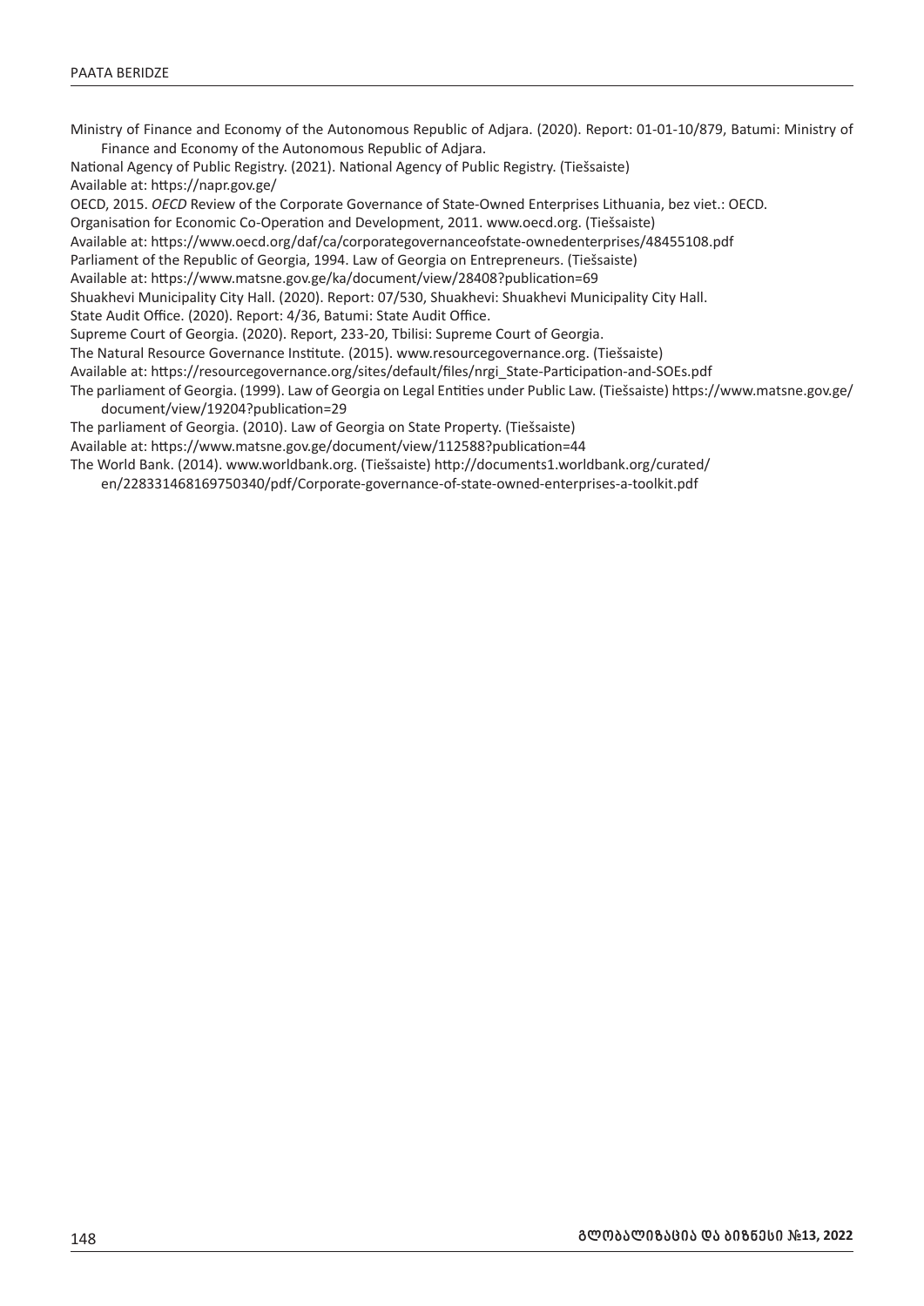Ministry of Finance and Economy of the Autonomous Republic of Adjara. (2020). Report: 01-01-10/879, Batumi: Ministry of Finance and Economy of the Autonomous Republic of Adjara.

National Agency of Public Registry. (2021). National Agency of Public Registry. (Tiešsaiste)
Available at: https://napr.gov.ge/

OECD, 2015. *OECD* Review of the Corporate Governance of State-Owned Enterprises Lithuania, bez viet.: OECD.

Organisation for Economic Co-Operation and Development, 2011. www.oecd.org. (Tiešsaiste)
Available at: https://www.oecd.org/daf/ca/corporategovernanceofstate-ownedenterprises/48455108.pdf

Parliament of the Republic of Georgia, 1994. Law of Georgia on Entrepreneurs. (Tiešsaiste)
Available at: https://www.matsne.gov.ge/ka/document/view/28408?publication=69

Shuakhevi Municipality City Hall. (2020). Report: 07/530, Shuakhevi: Shuakhevi Municipality City Hall.

State Audit Office. (2020). Report: 4/36, Batumi: State Audit Office.

Supreme Court of Georgia. (2020). Report, 233-20, Tbilisi: Supreme Court of Georgia.

The Natural Resource Governance Institute. (2015). www.resourcegovernance.org. (Tiešsaiste)
Available at: https://resourcegovernance.org/sites/default/files/nrgi_State-Participation-and-SOEs.pdf

The parliament of Georgia. (1999). Law of Georgia on Legal Entities under Public Law. (Tiešsaiste) https://www.matsne.gov.ge/document/view/19204?publication=29

The parliament of Georgia. (2010). Law of Georgia on State Property. (Tiešsaiste)
Available at: https://www.matsne.gov.ge/document/view/112588?publication=44

The World Bank. (2014). www.worldbank.org. (Tiešsaiste) http://documents1.worldbank.org/curated/en/228331468169750340/pdf/Corporate-governance-of-state-owned-enterprises-a-toolkit.pdf